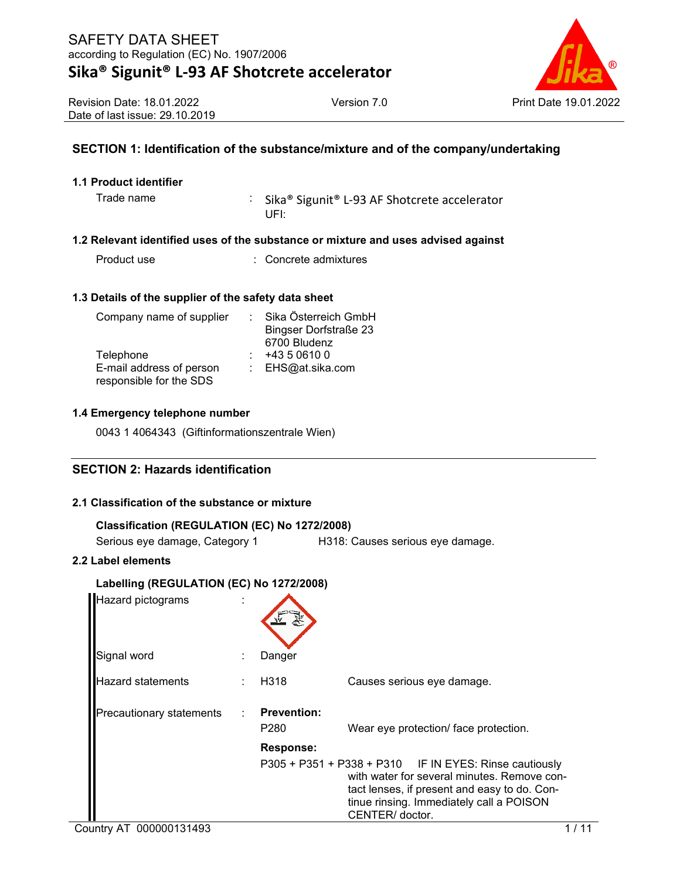# SAFETY DATA SHEET

according to Regulation (EC) No. 1907/2006

# Sika® Sigunit® L-93 AF Shotcrete accelerator

Revision Date: 18.01.2022
Date of last issue: 29.10.2019

Version 7.0

Print Date 19.01.2022

## SECTION 1: Identification of the substance/mixture and of the company/undertaking

### 1.1 Product identifier

Trade name : Sika® Sigunit® L-93 AF Shotcrete accelerator
UFI:

### 1.2 Relevant identified uses of the substance or mixture and uses advised against

Product use : Concrete admixtures

### 1.3 Details of the supplier of the safety data sheet

Company name of supplier : Sika Österreich GmbH
Bingser Dorfstraße 23
6700 Bludenz

Telephone : +43 5 0610 0

E-mail address of person responsible for the SDS : EHS@at.sika.com

### 1.4 Emergency telephone number

0043 1 4064343 (Giftinformationszentrale Wien)

## SECTION 2: Hazards identification

### 2.1 Classification of the substance or mixture

**Classification (REGULATION (EC) No 1272/2008)**

Serious eye damage, Category 1 — H318: Causes serious eye damage.

### 2.2 Label elements

**Labelling (REGULATION (EC) No 1272/2008)**

Hazard pictograms :

Signal word : Danger

Hazard statements : H318 Causes serious eye damage.

Precautionary statements :

**Prevention:**

P280 Wear eye protection/ face protection.

**Response:**

P305 + P351 + P338 + P310 IF IN EYES: Rinse cautiously with water for several minutes. Remove contact lenses, if present and easy to do. Continue rinsing. Immediately call a POISON CENTER/ doctor.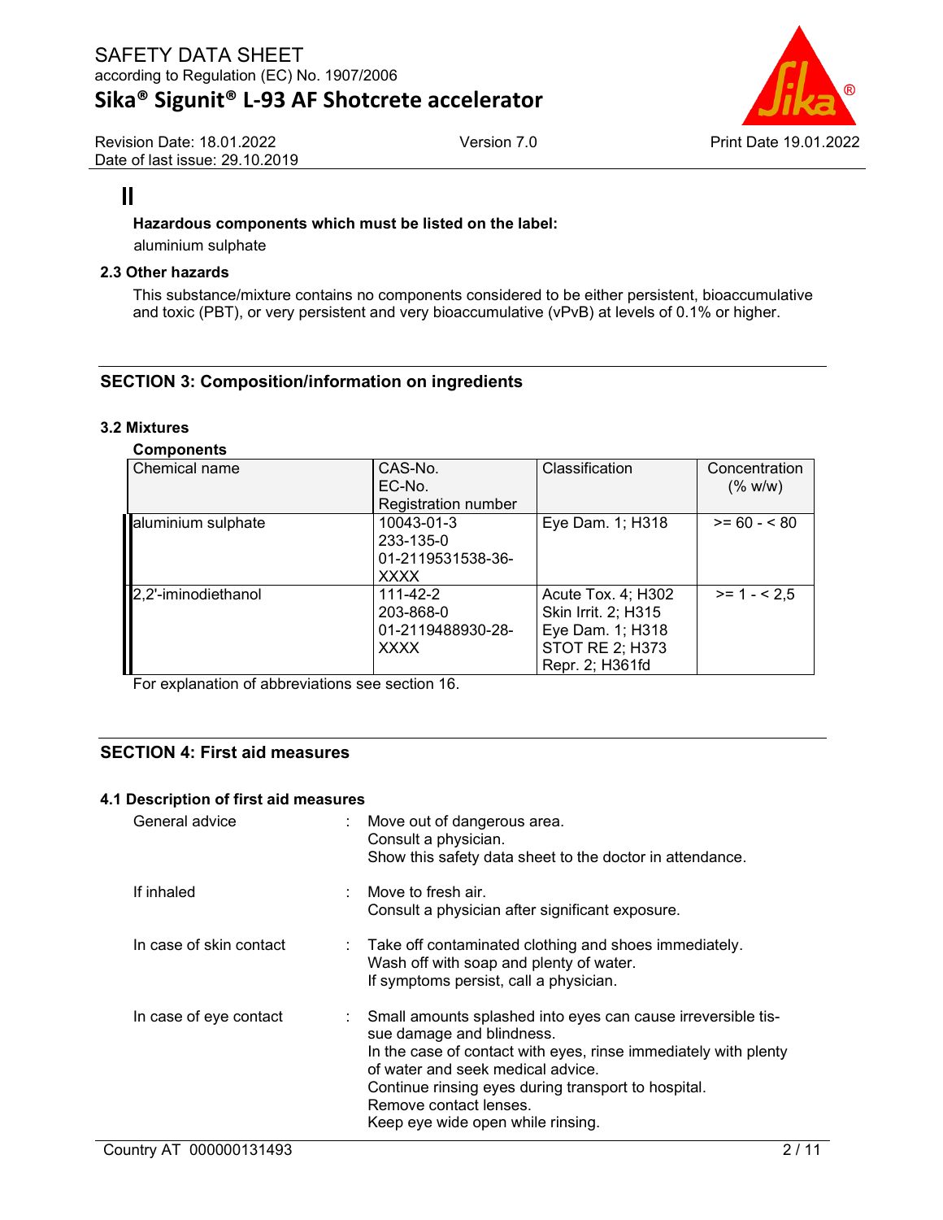**Hazardous components which must be listed on the label:**

aluminium sulphate

### 2.3 Other hazards

This substance/mixture contains no components considered to be either persistent, bioaccumulative and toxic (PBT), or very persistent and very bioaccumulative (vPvB) at levels of 0.1% or higher.

## SECTION 3: Composition/information on ingredients

### 3.2 Mixtures

**Components**

| Chemical name | CAS-No.<br>EC-No.<br>Registration number | Classification | Concentration (% w/w) |
|---|---|---|---|
| aluminium sulphate | 10043-01-3<br>233-135-0<br>01-2119531538-36-XXXX | Eye Dam. 1; H318 | >= 60 - < 80 |
| 2,2'-iminodiethanol | 111-42-2<br>203-868-0<br>01-2119488930-28-XXXX | Acute Tox. 4; H302<br>Skin Irrit. 2; H315<br>Eye Dam. 1; H318<br>STOT RE 2; H373<br>Repr. 2; H361fd | >= 1 - < 2,5 |

For explanation of abbreviations see section 16.

## SECTION 4: First aid measures

### 4.1 Description of first aid measures

General advice : Move out of dangerous area.
Consult a physician.
Show this safety data sheet to the doctor in attendance.

If inhaled : Move to fresh air.
Consult a physician after significant exposure.

In case of skin contact : Take off contaminated clothing and shoes immediately.
Wash off with soap and plenty of water.
If symptoms persist, call a physician.

In case of eye contact : Small amounts splashed into eyes can cause irreversible tissue damage and blindness.
In the case of contact with eyes, rinse immediately with plenty of water and seek medical advice.
Continue rinsing eyes during transport to hospital.
Remove contact lenses.
Keep eye wide open while rinsing.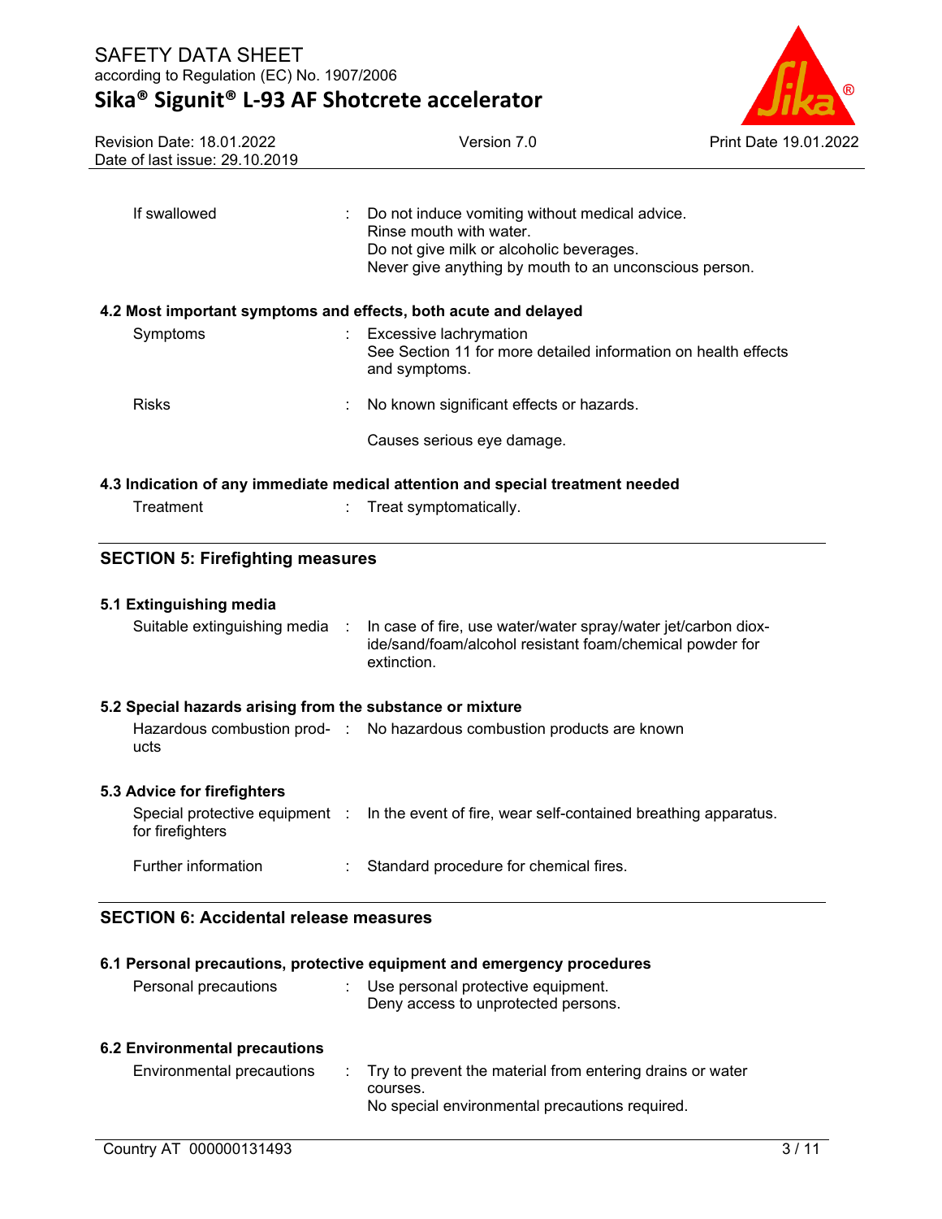| | | |
|---|---|---|
| If swallowed | : | Do not induce vomiting without medical advice.<br>Rinse mouth with water.<br>Do not give milk or alcoholic beverages.<br>Never give anything by mouth to an unconscious person. |

**4.2 Most important symptoms and effects, both acute and delayed**

| | | |
|---|---|---|
| Symptoms | : | Excessive lachrymation<br>See Section 11 for more detailed information on health effects and symptoms. |
| Risks | : | No known significant effects or hazards.<br><br>Causes serious eye damage. |

**4.3 Indication of any immediate medical attention and special treatment needed**

| | | |
|---|---|---|
| Treatment | : | Treat symptomatically. |

## SECTION 5: Firefighting measures

**5.1 Extinguishing media**

| | | |
|---|---|---|
| Suitable extinguishing media | : | In case of fire, use water/water spray/water jet/carbon dioxide/sand/foam/alcohol resistant foam/chemical powder for extinction. |

**5.2 Special hazards arising from the substance or mixture**

| | | |
|---|---|---|
| Hazardous combustion products | : | No hazardous combustion products are known |

**5.3 Advice for firefighters**

| | | |
|---|---|---|
| Special protective equipment for firefighters | : | In the event of fire, wear self-contained breathing apparatus. |
| Further information | : | Standard procedure for chemical fires. |

## SECTION 6: Accidental release measures

**6.1 Personal precautions, protective equipment and emergency procedures**

| | | |
|---|---|---|
| Personal precautions | : | Use personal protective equipment.<br>Deny access to unprotected persons. |

**6.2 Environmental precautions**

| | | |
|---|---|---|
| Environmental precautions | : | Try to prevent the material from entering drains or water courses.<br>No special environmental precautions required. |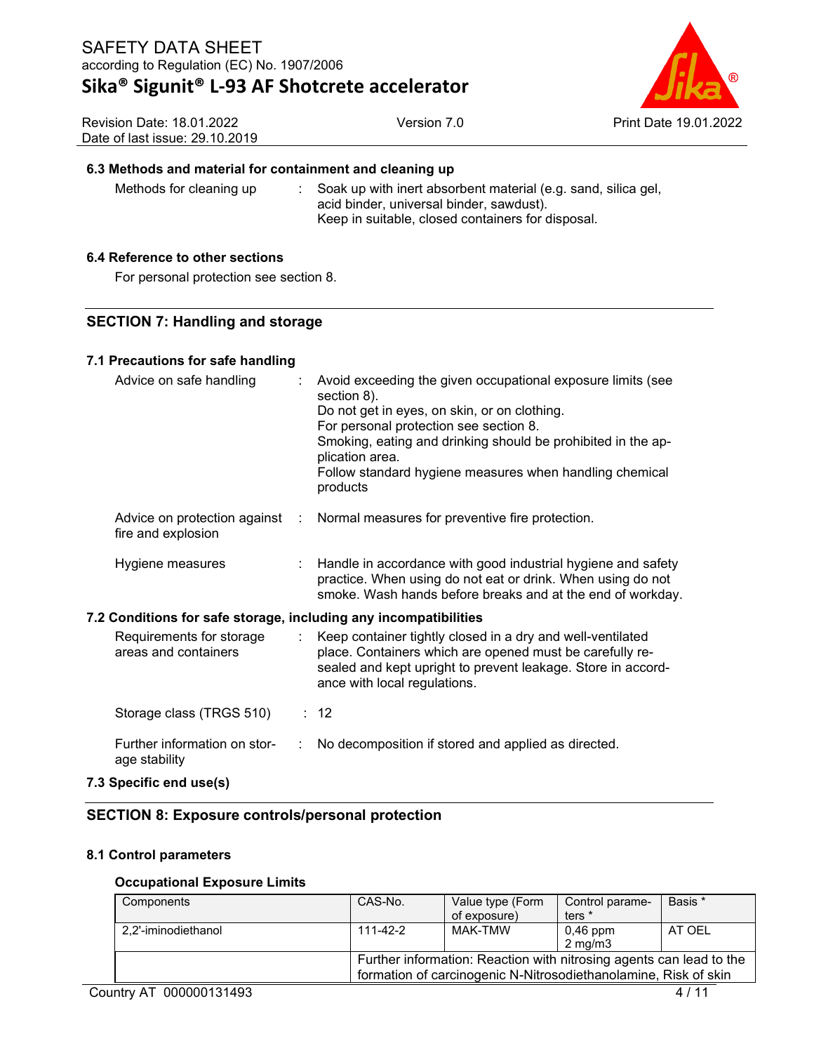### 6.3 Methods and material for containment and cleaning up

Methods for cleaning up : Soak up with inert absorbent material (e.g. sand, silica gel, acid binder, universal binder, sawdust).
Keep in suitable, closed containers for disposal.

### 6.4 Reference to other sections

For personal protection see section 8.

## SECTION 7: Handling and storage

### 7.1 Precautions for safe handling

Advice on safe handling : Avoid exceeding the given occupational exposure limits (see section 8).
Do not get in eyes, on skin, or on clothing.
For personal protection see section 8.
Smoking, eating and drinking should be prohibited in the application area.
Follow standard hygiene measures when handling chemical products

Advice on protection against fire and explosion : Normal measures for preventive fire protection.

Hygiene measures : Handle in accordance with good industrial hygiene and safety practice. When using do not eat or drink. When using do not smoke. Wash hands before breaks and at the end of workday.

### 7.2 Conditions for safe storage, including any incompatibilities

Requirements for storage areas and containers : Keep container tightly closed in a dry and well-ventilated place. Containers which are opened must be carefully resealed and kept upright to prevent leakage. Store in accordance with local regulations.

Storage class (TRGS 510) : 12

Further information on storage stability : No decomposition if stored and applied as directed.

### 7.3 Specific end use(s)

## SECTION 8: Exposure controls/personal protection

### 8.1 Control parameters

**Occupational Exposure Limits**

| Components | CAS-No. | Value type (Form of exposure) | Control parameters * | Basis * |
|---|---|---|---|---|
| 2,2'-iminodiethanol | 111-42-2 | MAK-TMW | 0,46 ppm<br>2 mg/m3 | AT OEL |
| | Further information: Reaction with nitrosing agents can lead to the formation of carcinogenic N-Nitrosodiethanolamine, Risk of skin | | | |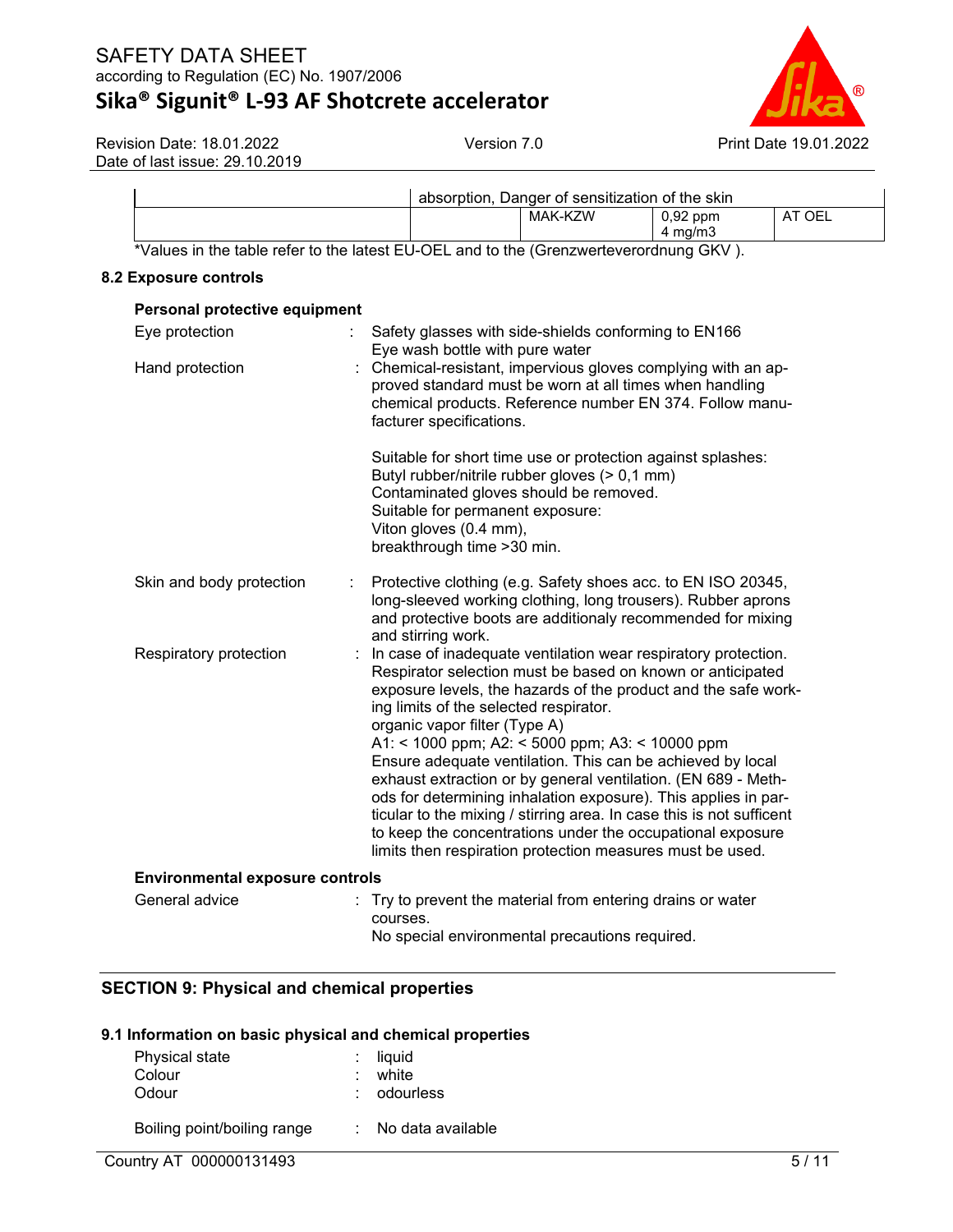| | | | | |
|---|---|---|---|---|
| | absorption, Danger of sensitization of the skin | | | |
| | | MAK-KZW | 0,92 ppm<br>4 mg/m3 | AT OEL |

*Values in the table refer to the latest EU-OEL and to the (Grenzwerteverordnung GKV ).

## 8.2 Exposure controls

### Personal protective equipment

Eye protection : Safety glasses with side-shields conforming to EN166
Eye wash bottle with pure water

Hand protection : Chemical-resistant, impervious gloves complying with an approved standard must be worn at all times when handling chemical products. Reference number EN 374. Follow manufacturer specifications.

Suitable for short time use or protection against splashes:
Butyl rubber/nitrile rubber gloves (> 0,1 mm)
Contaminated gloves should be removed.
Suitable for permanent exposure:
Viton gloves (0.4 mm),
breakthrough time >30 min.

Skin and body protection : Protective clothing (e.g. Safety shoes acc. to EN ISO 20345, long-sleeved working clothing, long trousers). Rubber aprons and protective boots are additionaly recommended for mixing and stirring work.

Respiratory protection : In case of inadequate ventilation wear respiratory protection. Respirator selection must be based on known or anticipated exposure levels, the hazards of the product and the safe working limits of the selected respirator.
organic vapor filter (Type A)
A1: < 1000 ppm; A2: < 5000 ppm; A3: < 10000 ppm
Ensure adequate ventilation. This can be achieved by local exhaust extraction or by general ventilation. (EN 689 - Methods for determining inhalation exposure). This applies in particular to the mixing / stirring area. In case this is not sufficent to keep the concentrations under the occupational exposure limits then respiration protection measures must be used.

### Environmental exposure controls

General advice : Try to prevent the material from entering drains or water courses.
No special environmental precautions required.

## SECTION 9: Physical and chemical properties

### 9.1 Information on basic physical and chemical properties

Physical state : liquid
Colour : white
Odour : odourless

Boiling point/boiling range : No data available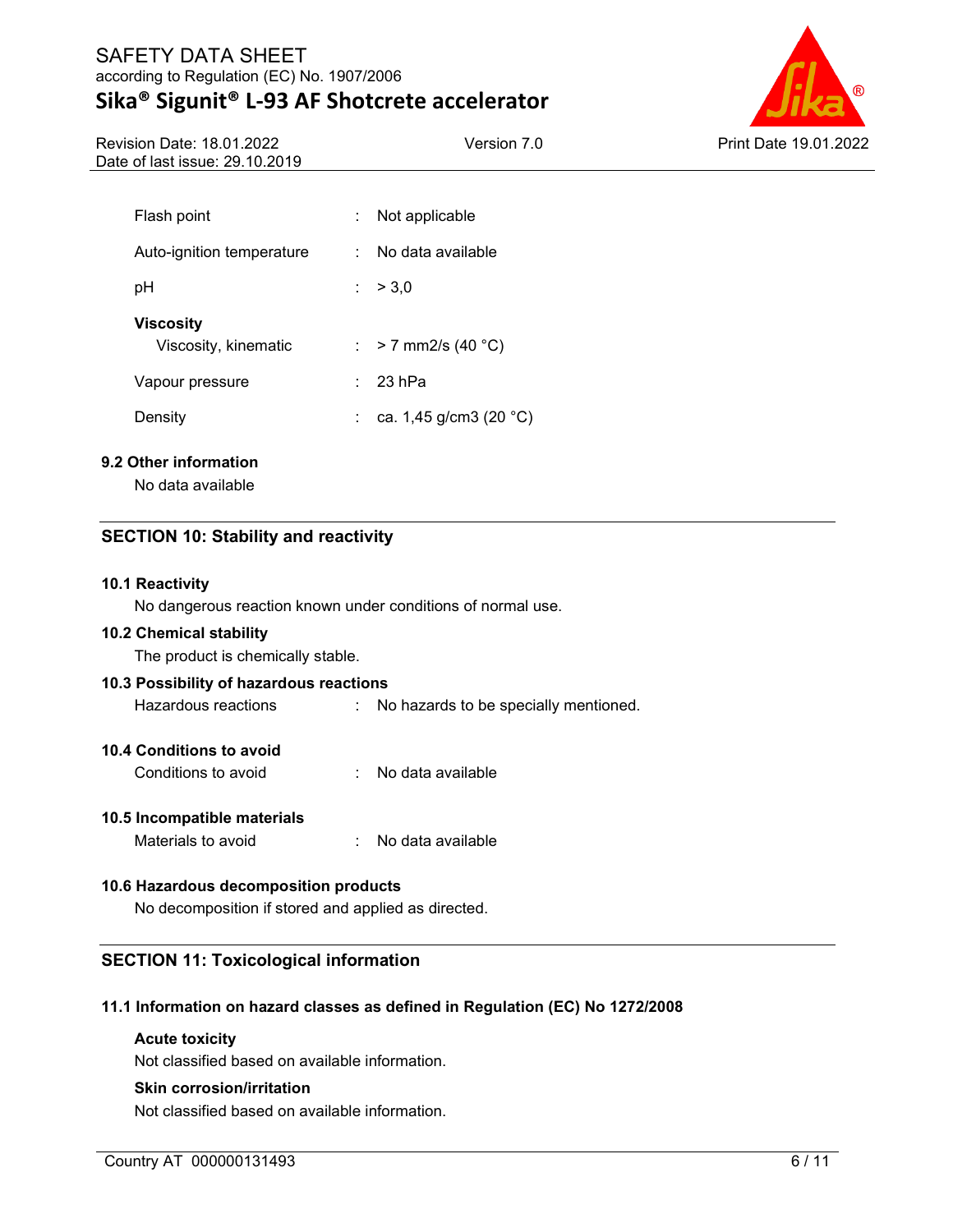| | | |
|---|---|---|
| Flash point | : | Not applicable |
| Auto-ignition temperature | : | No data available |
| pH | : | > 3,0 |
| **Viscosity** | | |
| Viscosity, kinematic | : | > 7 mm2/s (40 °C) |
| Vapour pressure | : | 23 hPa |
| Density | : | ca. 1,45 g/cm3 (20 °C) |

### 9.2 Other information

No data available

## SECTION 10: Stability and reactivity

### 10.1 Reactivity

No dangerous reaction known under conditions of normal use.

### 10.2 Chemical stability

The product is chemically stable.

### 10.3 Possibility of hazardous reactions

Hazardous reactions : No hazards to be specially mentioned.

### 10.4 Conditions to avoid

Conditions to avoid : No data available

### 10.5 Incompatible materials

Materials to avoid : No data available

### 10.6 Hazardous decomposition products

No decomposition if stored and applied as directed.

## SECTION 11: Toxicological information

### 11.1 Information on hazard classes as defined in Regulation (EC) No 1272/2008

**Acute toxicity**

Not classified based on available information.

**Skin corrosion/irritation**

Not classified based on available information.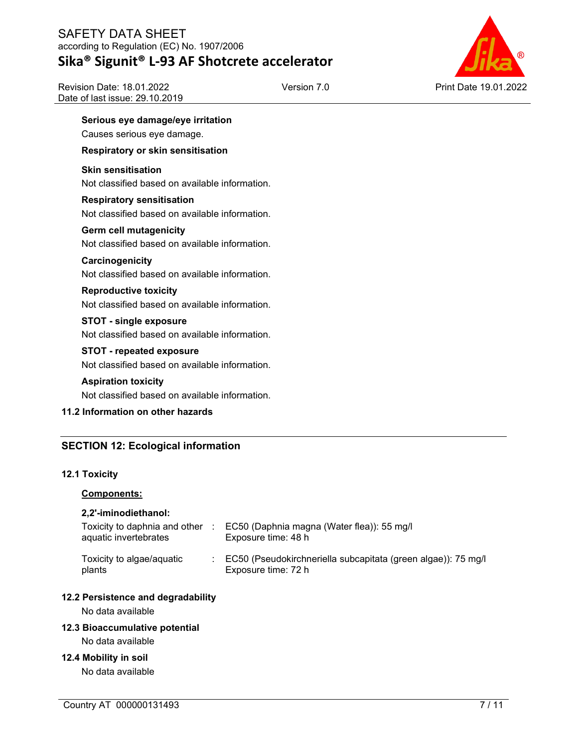**Serious eye damage/eye irritation**

Causes serious eye damage.

**Respiratory or skin sensitisation**

**Skin sensitisation**

Not classified based on available information.

**Respiratory sensitisation**

Not classified based on available information.

**Germ cell mutagenicity**

Not classified based on available information.

**Carcinogenicity**

Not classified based on available information.

**Reproductive toxicity**

Not classified based on available information.

**STOT - single exposure**

Not classified based on available information.

**STOT - repeated exposure**

Not classified based on available information.

**Aspiration toxicity**

Not classified based on available information.

### 11.2 Information on other hazards

## SECTION 12: Ecological information

### 12.1 Toxicity

**Components:**

**2,2'-iminodiethanol:**

| | | |
|---|---|---|
| Toxicity to daphnia and other aquatic invertebrates | : | EC50 (Daphnia magna (Water flea)): 55 mg/l<br>Exposure time: 48 h |
| Toxicity to algae/aquatic plants | : | EC50 (Pseudokirchneriella subcapitata (green algae)): 75 mg/l<br>Exposure time: 72 h |

### 12.2 Persistence and degradability

No data available

### 12.3 Bioaccumulative potential

No data available

### 12.4 Mobility in soil

No data available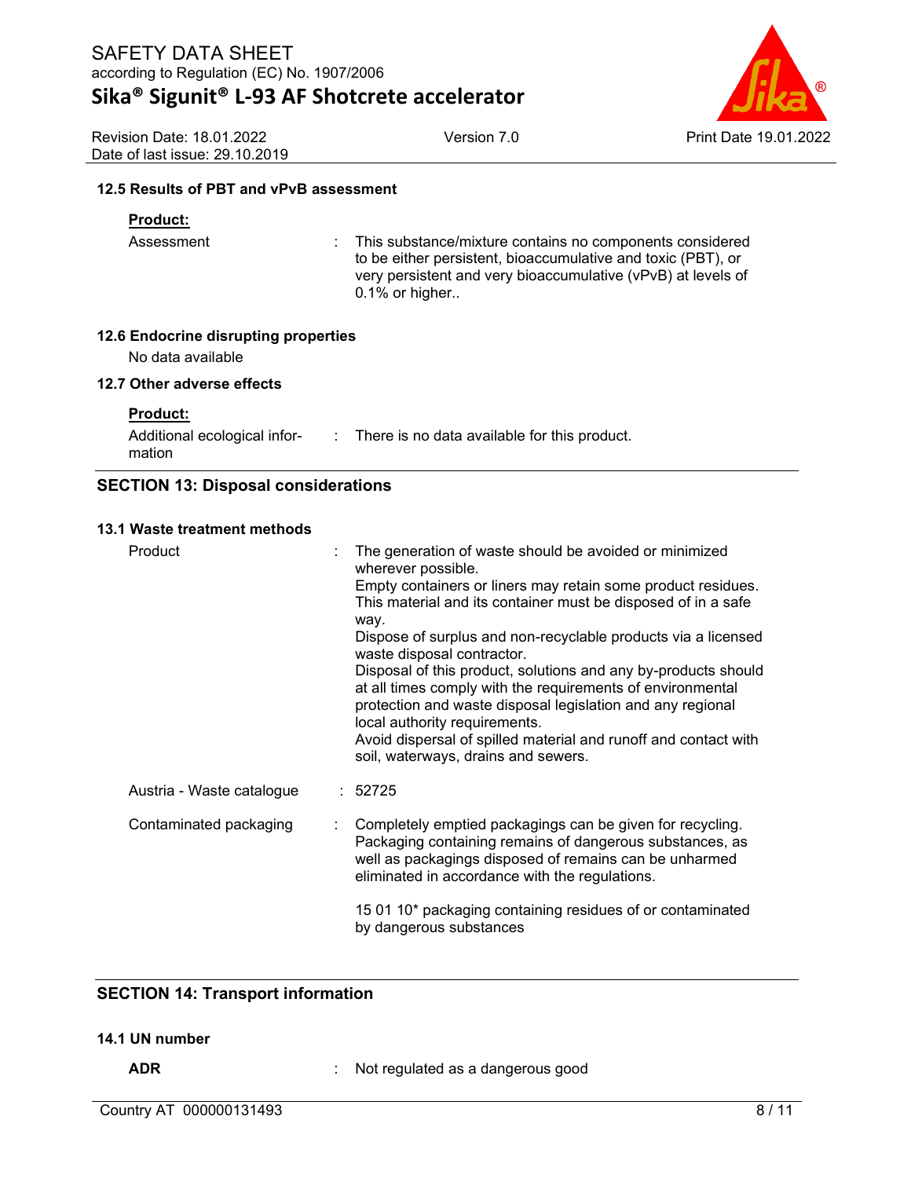### 12.5 Results of PBT and vPvB assessment

**Product:**

| | |
|---|---|
| Assessment | : This substance/mixture contains no components considered to be either persistent, bioaccumulative and toxic (PBT), or very persistent and very bioaccumulative (vPvB) at levels of 0.1% or higher.. |

### 12.6 Endocrine disrupting properties

No data available

### 12.7 Other adverse effects

**Product:**

| | |
|---|---|
| Additional ecological information | : There is no data available for this product. |

## SECTION 13: Disposal considerations

### 13.1 Waste treatment methods

| | |
|---|---|
| Product | : The generation of waste should be avoided or minimized wherever possible.<br>Empty containers or liners may retain some product residues.<br>This material and its container must be disposed of in a safe way.<br>Dispose of surplus and non-recyclable products via a licensed waste disposal contractor.<br>Disposal of this product, solutions and any by-products should at all times comply with the requirements of environmental protection and waste disposal legislation and any regional local authority requirements.<br>Avoid dispersal of spilled material and runoff and contact with soil, waterways, drains and sewers. |
| Austria - Waste catalogue | : 52725 |
| Contaminated packaging | : Completely emptied packagings can be given for recycling. Packaging containing remains of dangerous substances, as well as packagings disposed of remains can be unharmed eliminated in accordance with the regulations.<br><br>15 01 10* packaging containing residues of or contaminated by dangerous substances |

## SECTION 14: Transport information

### 14.1 UN number

| | |
|---|---|
| **ADR** | : Not regulated as a dangerous good |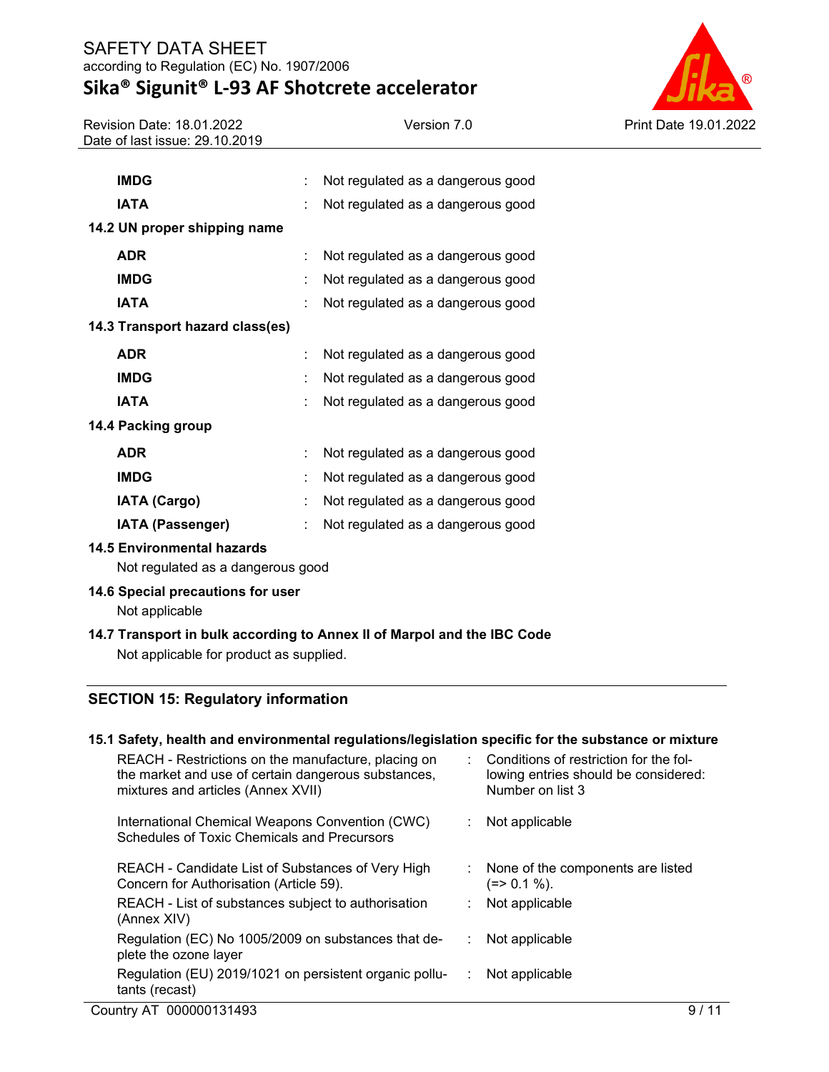| | | |
|---|---|---|
| **IMDG** | : | Not regulated as a dangerous good |
| **IATA** | : | Not regulated as a dangerous good |

**14.2 UN proper shipping name**

| | | |
|---|---|---|
| **ADR** | : | Not regulated as a dangerous good |
| **IMDG** | : | Not regulated as a dangerous good |
| **IATA** | : | Not regulated as a dangerous good |

**14.3 Transport hazard class(es)**

| | | |
|---|---|---|
| **ADR** | : | Not regulated as a dangerous good |
| **IMDG** | : | Not regulated as a dangerous good |
| **IATA** | : | Not regulated as a dangerous good |

**14.4 Packing group**

| | | |
|---|---|---|
| **ADR** | : | Not regulated as a dangerous good |
| **IMDG** | : | Not regulated as a dangerous good |
| **IATA (Cargo)** | : | Not regulated as a dangerous good |
| **IATA (Passenger)** | : | Not regulated as a dangerous good |

**14.5 Environmental hazards**

Not regulated as a dangerous good

**14.6 Special precautions for user**

Not applicable

**14.7 Transport in bulk according to Annex II of Marpol and the IBC Code**

Not applicable for product as supplied.

## SECTION 15: Regulatory information

**15.1 Safety, health and environmental regulations/legislation specific for the substance or mixture**

| | | |
|---|---|---|
| REACH - Restrictions on the manufacture, placing on the market and use of certain dangerous substances, mixtures and articles (Annex XVII) | : | Conditions of restriction for the following entries should be considered: Number on list 3 |
| International Chemical Weapons Convention (CWC) Schedules of Toxic Chemicals and Precursors | : | Not applicable |
| REACH - Candidate List of Substances of Very High Concern for Authorisation (Article 59). | : | None of the components are listed (=> 0.1 %). |
| REACH - List of substances subject to authorisation (Annex XIV) | : | Not applicable |
| Regulation (EC) No 1005/2009 on substances that deplete the ozone layer | : | Not applicable |
| Regulation (EU) 2019/1021 on persistent organic pollutants (recast) | : | Not applicable |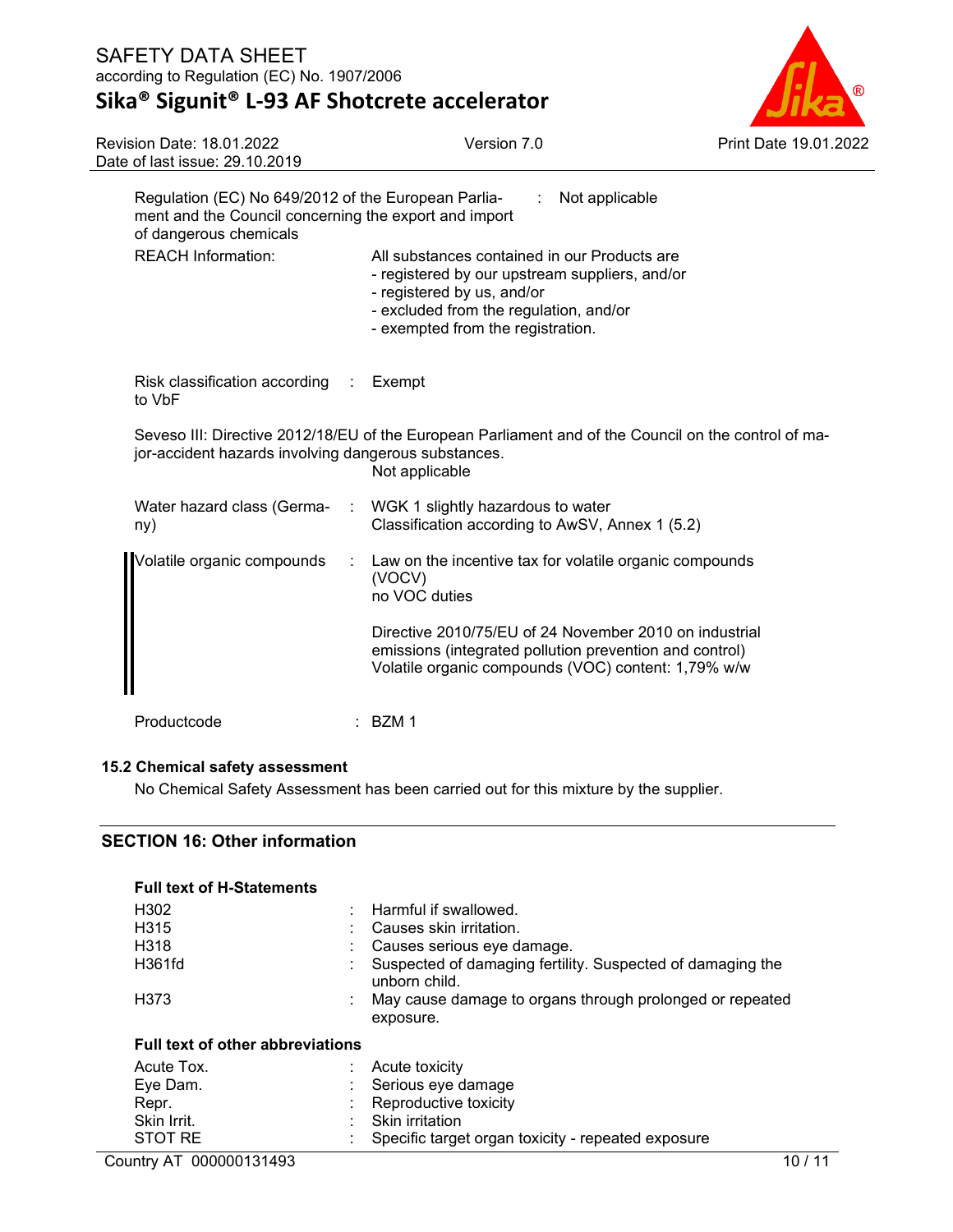| | | |
|---|---|---|
| Regulation (EC) No 649/2012 of the European Parliament and the Council concerning the export and import of dangerous chemicals | : | Not applicable |
| REACH Information: | | All substances contained in our Products are<br>- registered by our upstream suppliers, and/or<br>- registered by us, and/or<br>- excluded from the regulation, and/or<br>- exempted from the registration. |
| Risk classification according to VbF | : | Exempt |

Seveso III: Directive 2012/18/EU of the European Parliament and of the Council on the control of major-accident hazards involving dangerous substances.
Not applicable

| | | |
|---|---|---|
| Water hazard class (Germany) | : | WGK 1 slightly hazardous to water<br>Classification according to AwSV, Annex 1 (5.2) |
| Volatile organic compounds | : | Law on the incentive tax for volatile organic compounds (VOCV)<br>no VOC duties<br><br>Directive 2010/75/EU of 24 November 2010 on industrial emissions (integrated pollution prevention and control)<br>Volatile organic compounds (VOC) content: 1,79% w/w |
| Productcode | : | BZM 1 |

### 15.2 Chemical safety assessment

No Chemical Safety Assessment has been carried out for this mixture by the supplier.

## SECTION 16: Other information

**Full text of H-Statements**

| | | |
|---|---|---|
| H302 | : | Harmful if swallowed. |
| H315 | : | Causes skin irritation. |
| H318 | : | Causes serious eye damage. |
| H361fd | : | Suspected of damaging fertility. Suspected of damaging the unborn child. |
| H373 | : | May cause damage to organs through prolonged or repeated exposure. |

**Full text of other abbreviations**

| | | |
|---|---|---|
| Acute Tox. | : | Acute toxicity |
| Eye Dam. | : | Serious eye damage |
| Repr. | : | Reproductive toxicity |
| Skin Irrit. | : | Skin irritation |
| STOT RE | : | Specific target organ toxicity - repeated exposure |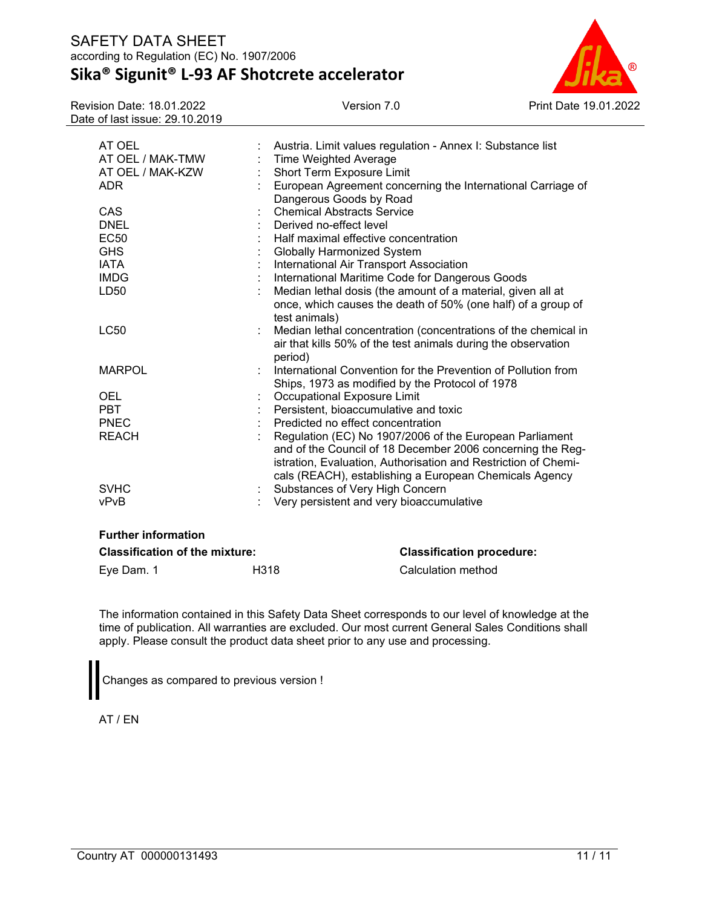| | | |
|---|---|---|
| AT OEL | : | Austria. Limit values regulation - Annex I: Substance list |
| AT OEL / MAK-TMW | : | Time Weighted Average |
| AT OEL / MAK-KZW | : | Short Term Exposure Limit |
| ADR | : | European Agreement concerning the International Carriage of Dangerous Goods by Road |
| CAS | : | Chemical Abstracts Service |
| DNEL | : | Derived no-effect level |
| EC50 | : | Half maximal effective concentration |
| GHS | : | Globally Harmonized System |
| IATA | : | International Air Transport Association |
| IMDG | : | International Maritime Code for Dangerous Goods |
| LD50 | : | Median lethal dosis (the amount of a material, given all at once, which causes the death of 50% (one half) of a group of test animals) |
| LC50 | : | Median lethal concentration (concentrations of the chemical in air that kills 50% of the test animals during the observation period) |
| MARPOL | : | International Convention for the Prevention of Pollution from Ships, 1973 as modified by the Protocol of 1978 |
| OEL | : | Occupational Exposure Limit |
| PBT | : | Persistent, bioaccumulative and toxic |
| PNEC | : | Predicted no effect concentration |
| REACH | : | Regulation (EC) No 1907/2006 of the European Parliament and of the Council of 18 December 2006 concerning the Registration, Evaluation, Authorisation and Restriction of Chemicals (REACH), establishing a European Chemicals Agency |
| SVHC | : | Substances of Very High Concern |
| vPvB | : | Very persistent and very bioaccumulative |

**Further information**

| **Classification of the mixture:** | | **Classification procedure:** |
|---|---|---|
| Eye Dam. 1 | H318 | Calculation method |

The information contained in this Safety Data Sheet corresponds to our level of knowledge at the time of publication. All warranties are excluded. Our most current General Sales Conditions shall apply. Please consult the product data sheet prior to any use and processing.

Changes as compared to previous version !

AT / EN